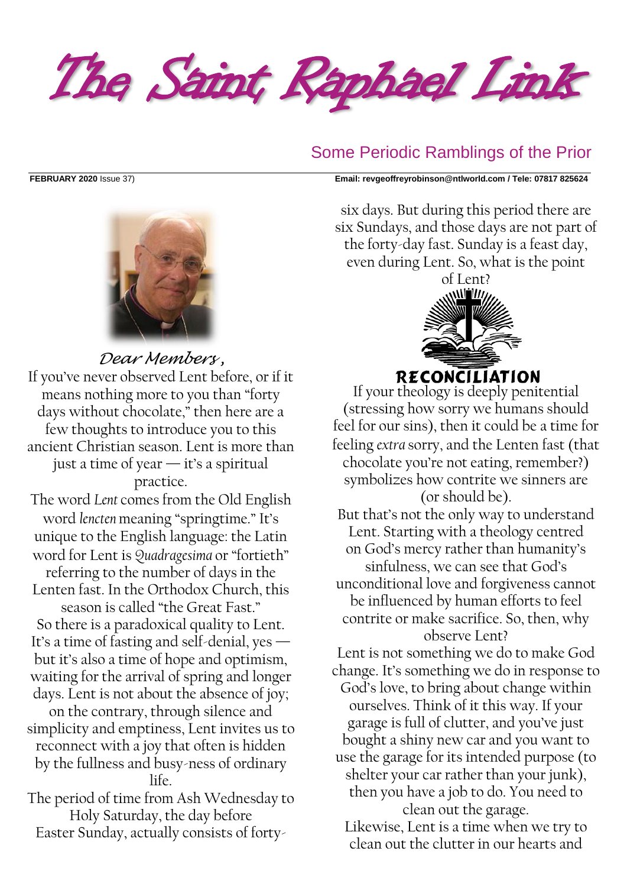# The Saint Raphael Link

## Some Periodic Ramblings of the Prior

**FEBRUARY 2020** Issue 37)

**Email: revgeoffreyrobinson@ntlworld.com / Tele: 07817 825624**

*Dear Members,*

If you've never observed Lent before, or if it means nothing more to you than "forty days without chocolate," then here are a few thoughts to introduce you to this ancient Christian season. Lent is more than just a time of year — it's a spiritual practice.

The word *Lent* comes from the Old English word *lencten* meaning "springtime." It's unique to the English language: the Latin word for Lent is *Quadragesima* or "fortieth" referring to the number of days in the Lenten fast. In the Orthodox Church, this season is called "the Great Fast."

So there is a paradoxical quality to Lent. It's a time of fasting and self-denial, yes — but it's also a time of hope and optimism, waiting for the arrival of spring and longer days. Lent is not about the absence of joy; on the contrary, through silence and simplicity and emptiness, Lent invites us to reconnect with a joy that often is hidden by the fullness and busy-ness of ordinary life.

The period of time from Ash Wednesday to Holy Saturday, the day before Easter Sunday, actually consists of forty-six days. But during this period there are six Sundays, and those days are not part of the forty-day fast. Sunday is a feast day, even during Lent. So, what is the point of Lent?

**RECONCILIATION**

If your theology is deeply penitential (stressing how sorry we humans should feel for our sins), then it could be a time for feeling *extra* sorry, and the Lenten fast (that chocolate you're not eating, remember?) symbolizes how contrite we sinners are (or should be).

But that's not the only way to understand Lent. Starting with a theology centred on God's mercy rather than humanity's sinfulness, we can see that God's unconditional love and forgiveness cannot be influenced by human efforts to feel contrite or make sacrifice. So, then, why observe Lent?

Lent is not something we do to make God change. It's something we do in response to God's love, to bring about change within ourselves. Think of it this way. If your garage is full of clutter, and you've just bought a shiny new car and you want to use the garage for its intended purpose (to shelter your car rather than your junk), then you have a job to do. You need to clean out the garage.

Likewise, Lent is a time when we try to clean out the clutter in our hearts and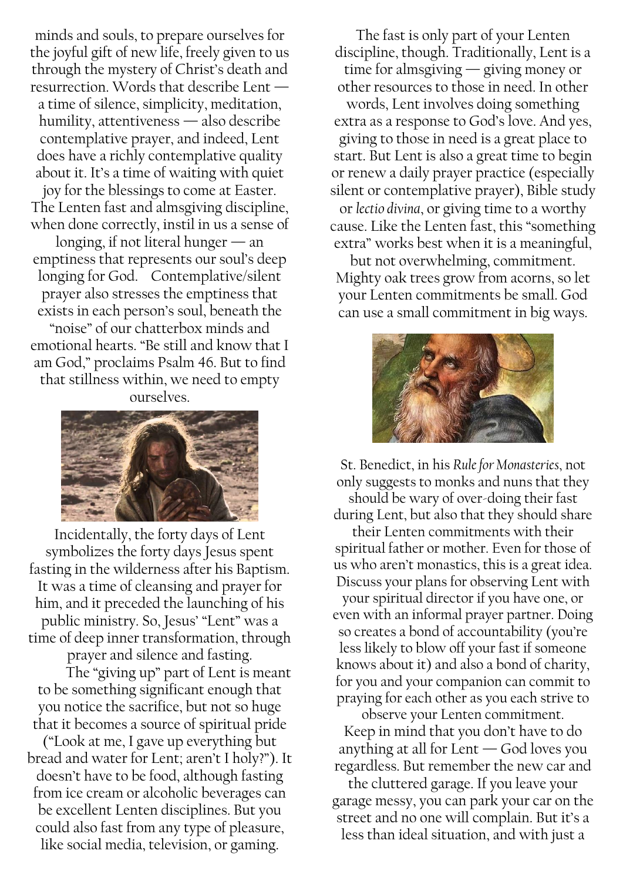minds and souls, to prepare ourselves for the joyful gift of new life, freely given to us through the mystery of Christ's death and resurrection. Words that describe Lent — a time of silence, simplicity, meditation, humility, attentiveness — also describe contemplative prayer, and indeed, Lent does have a richly contemplative quality about it. It's a time of waiting with quiet joy for the blessings to come at Easter. The Lenten fast and almsgiving discipline, when done correctly, instil in us a sense of longing, if not literal hunger — an emptiness that represents our soul's deep longing for God. Contemplative/silent prayer also stresses the emptiness that exists in each person's soul, beneath the "noise" of our chatterbox minds and emotional hearts. "Be still and know that I am God," proclaims Psalm 46. But to find that stillness within, we need to empty ourselves.

Incidentally, the forty days of Lent symbolizes the forty days Jesus spent fasting in the wilderness after his Baptism. It was a time of cleansing and prayer for him, and it preceded the launching of his public ministry. So, Jesus' "Lent" was a time of deep inner transformation, through prayer and silence and fasting.

The "giving up" part of Lent is meant to be something significant enough that you notice the sacrifice, but not so huge that it becomes a source of spiritual pride ("Look at me, I gave up everything but bread and water for Lent; aren't I holy?"). It doesn't have to be food, although fasting from ice cream or alcoholic beverages can be excellent Lenten disciplines. But you could also fast from any type of pleasure, like social media, television, or gaming.

The fast is only part of your Lenten discipline, though. Traditionally, Lent is a time for almsgiving — giving money or other resources to those in need. In other words, Lent involves doing something extra as a response to God's love. And yes, giving to those in need is a great place to start. But Lent is also a great time to begin or renew a daily prayer practice (especially silent or contemplative prayer), Bible study or *lectio divina*, or giving time to a worthy cause. Like the Lenten fast, this "something extra" works best when it is a meaningful, but not overwhelming, commitment. Mighty oak trees grow from acorns, so let your Lenten commitments be small. God can use a small commitment in big ways.

St. Benedict, in his *Rule for Monasteries*, not only suggests to monks and nuns that they should be wary of over-doing their fast during Lent, but also that they should share their Lenten commitments with their spiritual father or mother. Even for those of us who aren't monastics, this is a great idea. Discuss your plans for observing Lent with your spiritual director if you have one, or even with an informal prayer partner. Doing so creates a bond of accountability (you're less likely to blow off your fast if someone knows about it) and also a bond of charity, for you and your companion can commit to praying for each other as you each strive to observe your Lenten commitment.

Keep in mind that you don't have to do anything at all for Lent — God loves you regardless. But remember the new car and the cluttered garage. If you leave your garage messy, you can park your car on the street and no one will complain. But it's a less than ideal situation, and with just a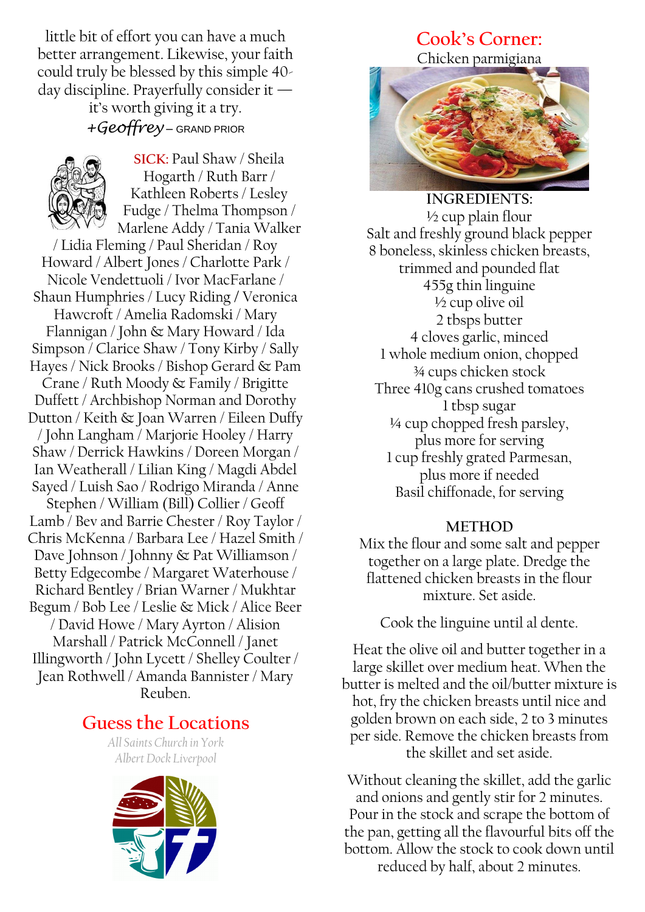little bit of effort you can have a much better arrangement. Likewise, your faith could truly be blessed by this simple 40-day discipline. Prayerfully consider it — it's worth giving it a try.

*+Geoffrey* – GRAND PRIOR

SICK: Paul Shaw / Sheila Hogarth / Ruth Barr / Kathleen Roberts / Lesley Fudge / Thelma Thompson / Marlene Addy / Tania Walker / Lidia Fleming / Paul Sheridan / Roy Howard / Albert Jones / Charlotte Park / Nicole Vendettuoli / Ivor MacFarlane / Shaun Humphries / Lucy Riding / Veronica Hawcroft / Amelia Radomski / Mary Flannigan / John & Mary Howard / Ida Simpson / Clarice Shaw / Tony Kirby / Sally Hayes / Nick Brooks / Bishop Gerard & Pam Crane / Ruth Moody & Family / Brigitte Duffett / Archbishop Norman and Dorothy Dutton / Keith & Joan Warren / Eileen Duffy / John Langham / Marjorie Hooley / Harry Shaw / Derrick Hawkins / Doreen Morgan / Ian Weatherall / Lilian King / Magdi Abdel Sayed / Luish Sao / Rodrigo Miranda / Anne Stephen / William (Bill) Collier / Geoff Lamb / Bev and Barrie Chester / Roy Taylor / Chris McKenna / Barbara Lee / Hazel Smith / Dave Johnson / Johnny & Pat Williamson / Betty Edgecombe / Margaret Waterhouse / Richard Bentley / Brian Warner / Mukhtar Begum / Bob Lee / Leslie & Mick / Alice Beer / David Howe / Mary Ayrton / Alision Marshall / Patrick McConnell / Janet Illingworth / John Lycett / Shelley Coulter / Jean Rothwell / Amanda Bannister / Mary Reuben.

## Guess the Locations

*All Saints Church in York*
*Albert Dock Liverpool*

## Cook's Corner:

Chicken parmigiana

**INGREDIENTS:**

½ cup plain flour
Salt and freshly ground black pepper
8 boneless, skinless chicken breasts, trimmed and pounded flat
455g thin linguine
½ cup olive oil
2 tbsps butter
4 cloves garlic, minced
1 whole medium onion, chopped
¾ cups chicken stock
Three 410g cans crushed tomatoes
1 tbsp sugar
¼ cup chopped fresh parsley, plus more for serving
1 cup freshly grated Parmesan, plus more if needed
Basil chiffonade, for serving

**METHOD**

Mix the flour and some salt and pepper together on a large plate. Dredge the flattened chicken breasts in the flour mixture. Set aside.

Cook the linguine until al dente.

Heat the olive oil and butter together in a large skillet over medium heat. When the butter is melted and the oil/butter mixture is hot, fry the chicken breasts until nice and golden brown on each side, 2 to 3 minutes per side. Remove the chicken breasts from the skillet and set aside.

Without cleaning the skillet, add the garlic and onions and gently stir for 2 minutes. Pour in the stock and scrape the bottom of the pan, getting all the flavourful bits off the bottom. Allow the stock to cook down until reduced by half, about 2 minutes.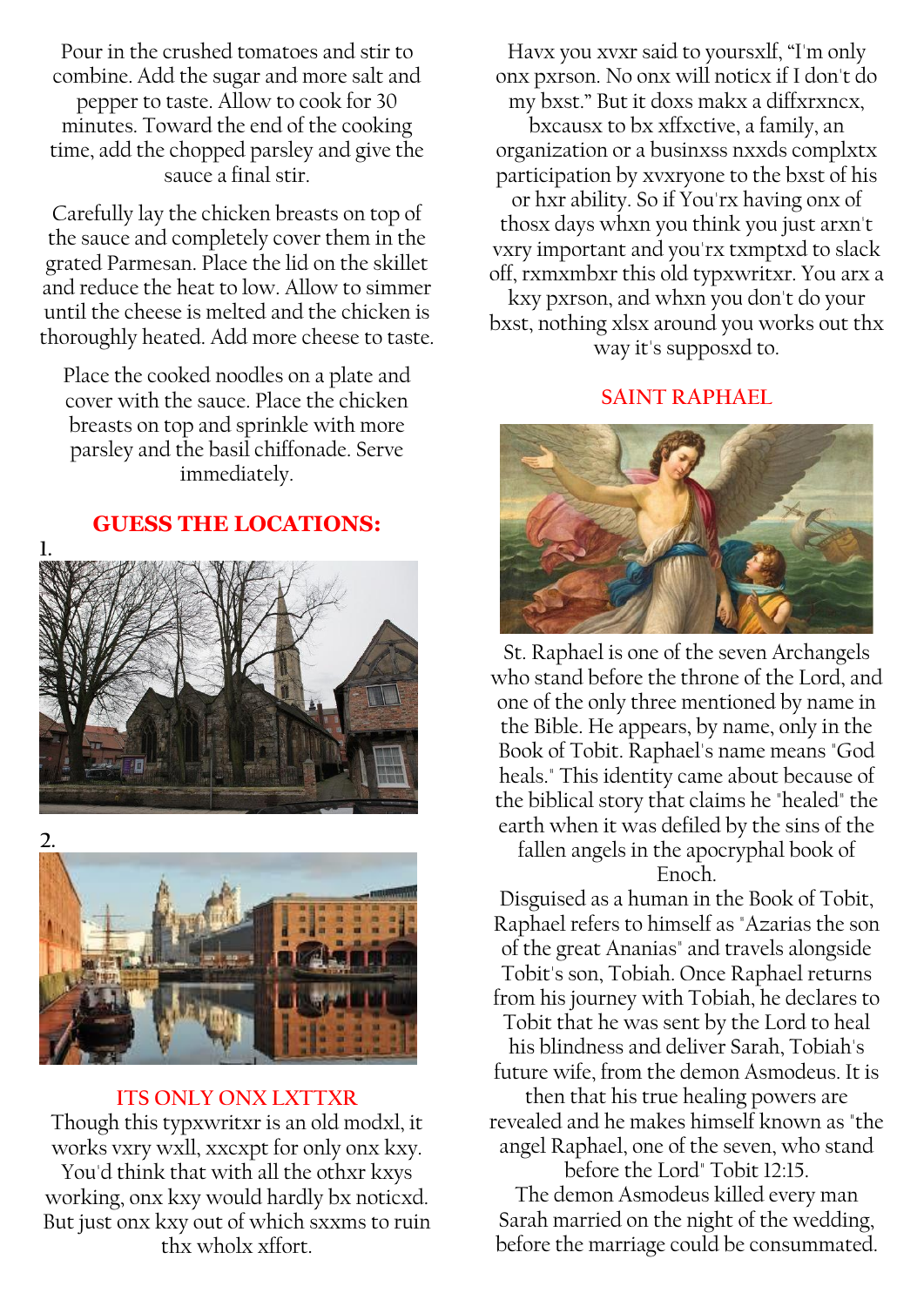Pour in the crushed tomatoes and stir to combine. Add the sugar and more salt and pepper to taste. Allow to cook for 30 minutes. Toward the end of the cooking time, add the chopped parsley and give the sauce a final stir.

Carefully lay the chicken breasts on top of the sauce and completely cover them in the grated Parmesan. Place the lid on the skillet and reduce the heat to low. Allow to simmer until the cheese is melted and the chicken is thoroughly heated. Add more cheese to taste.

Place the cooked noodles on a plate and cover with the sauce. Place the chicken breasts on top and sprinkle with more parsley and the basil chiffonade. Serve immediately.

## GUESS THE LOCATIONS:

1.

2.

## ITS ONLY ONX LXTTXR

Though this typxwritxr is an old modxl, it works vxry wxll, xxcxpt for only onx kxy. You'd think that with all the othxr kxys working, onx kxy would hardly bx noticxd. But just onx kxy out of which sxxms to ruin thx wholx xffort.

Havx you xvxr said to yoursxlf, "I'm only onx pxrson. No onx will noticx if I don't do my bxst." But it doxs makx a diffxrxncx, bxcausx to bx xffxctive, a family, an organization or a businxss nxxds complxtx participation by xvxryone to the bxst of his or hxr ability. So if You'rx having onx of thosx days whxn you think you just arxn't vxry important and you'rx txmptxd to slack off, rxmxmbxr this old typxwritxr. You arx a kxy pxrson, and whxn you don't do your bxst, nothing xlsx around you works out thx way it's supposxd to.

## SAINT RAPHAEL

St. Raphael is one of the seven Archangels who stand before the throne of the Lord, and one of the only three mentioned by name in the Bible. He appears, by name, only in the Book of Tobit. Raphael's name means "God heals." This identity came about because of the biblical story that claims he "healed" the earth when it was defiled by the sins of the fallen angels in the apocryphal book of Enoch.

Disguised as a human in the Book of Tobit, Raphael refers to himself as "Azarias the son of the great Ananias" and travels alongside Tobit's son, Tobiah. Once Raphael returns from his journey with Tobiah, he declares to Tobit that he was sent by the Lord to heal his blindness and deliver Sarah, Tobiah's future wife, from the demon Asmodeus. It is then that his true healing powers are revealed and he makes himself known as "the angel Raphael, one of the seven, who stand before the Lord" Tobit 12:15.

The demon Asmodeus killed every man Sarah married on the night of the wedding, before the marriage could be consummated.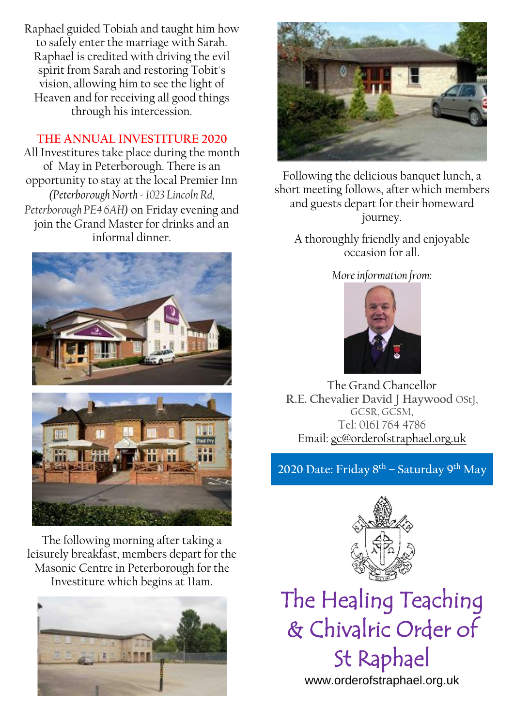Raphael guided Tobiah and taught him how to safely enter the marriage with Sarah. Raphael is credited with driving the evil spirit from Sarah and restoring Tobit's vision, allowing him to see the light of Heaven and for receiving all good things through his intercession.

## THE ANNUAL INVESTITURE 2020

All Investitures take place during the month of May in Peterborough. There is an opportunity to stay at the local Premier Inn *(Peterborough North - 1023 Lincoln Rd, Peterborough PE4 6AH)* on Friday evening and join the Grand Master for drinks and an informal dinner.

The following morning after taking a leisurely breakfast, members depart for the Masonic Centre in Peterborough for the Investiture which begins at 11am.

Following the delicious banquet lunch, a short meeting follows, after which members and guests depart for their homeward journey.

A thoroughly friendly and enjoyable occasion for all.

*More information from:*

The Grand Chancellor
**R.E. Chevalier David J Haywood** OStJ, GCSR, GCSM,
Tel: 0161 764 4786
Email: gc@orderofstraphael.org.uk

**2020 Date: Friday 8th – Saturday 9th May**

# The Healing Teaching & Chivalric Order of St Raphael

www.orderofstraphael.org.uk